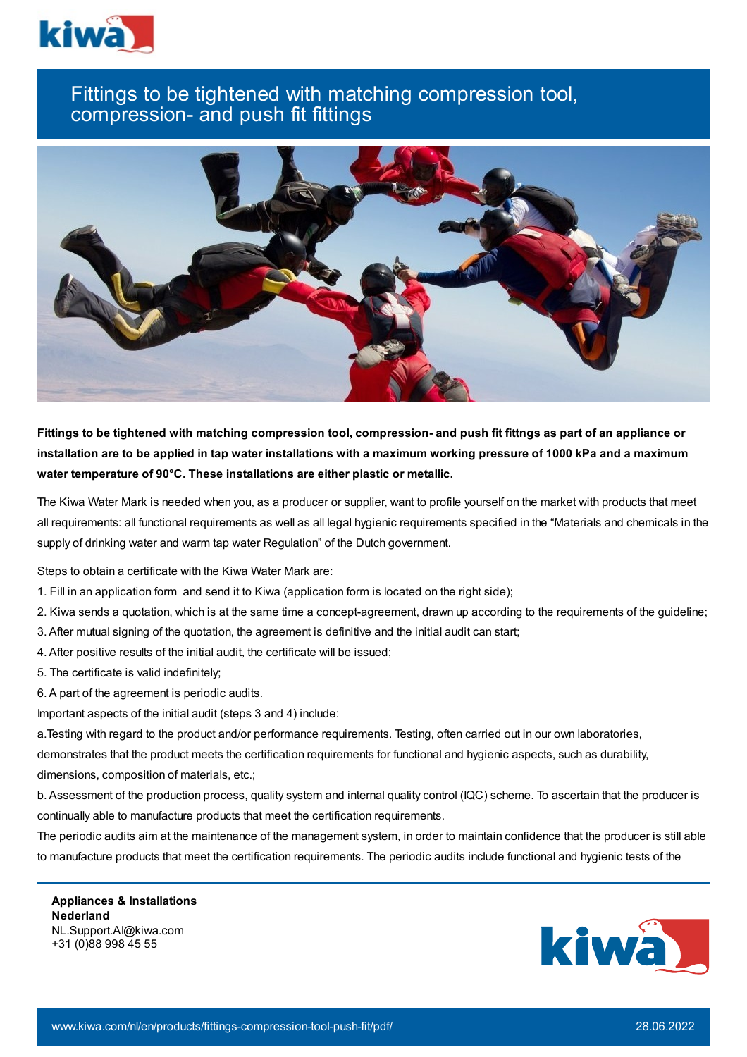# Fittings to be tightened with matching compression tool, compression- and push fit fittings

**Fittings to be tightened with matching compression tool, compression- and push fit fittngs as part of an appliance or installation are to be applied in tap water installations with a maximum working pressure of 1000 kPa and a maximum water temperature of 90°C. These installations are either plastic or metallic.**

The Kiwa Water Mark is needed when you, as a producer or supplier, want to profile yourself on the market with products that meet all requirements: all functional requirements as well as all legal hygienic requirements specified in the "Materials and chemicals in the supply of drinking water and warm tap water Regulation" of the Dutch government.

Steps to obtain a certificate with the Kiwa Water Mark are:

1. Fill in an application form and send it to Kiwa (application form is located on the right side);
2. Kiwa sends a quotation, which is at the same time a concept-agreement, drawn up according to the requirements of the guideline;
3. After mutual signing of the quotation, the agreement is definitive and the initial audit can start;
4. After positive results of the initial audit, the certificate will be issued;
5. The certificate is valid indefinitely;
6. A part of the agreement is periodic audits.

Important aspects of the initial audit (steps 3 and 4) include:

a. Testing with regard to the product and/or performance requirements. Testing, often carried out in our own laboratories, demonstrates that the product meets the certification requirements for functional and hygienic aspects, such as durability, dimensions, composition of materials, etc.;

b. Assessment of the production process, quality system and internal quality control (IQC) scheme. To ascertain that the producer is continually able to manufacture products that meet the certification requirements.

The periodic audits aim at the maintenance of the management system, in order to maintain confidence that the producer is still able to manufacture products that meet the certification requirements. The periodic audits include functional and hygienic tests of the

**Appliances & Installations**
**Nederland**
NL.Support.AI@kiwa.com
+31 (0)88 998 45 55

www.kiwa.com/nl/en/products/fittings-compression-tool-push-fit/pdf/ 28.06.2022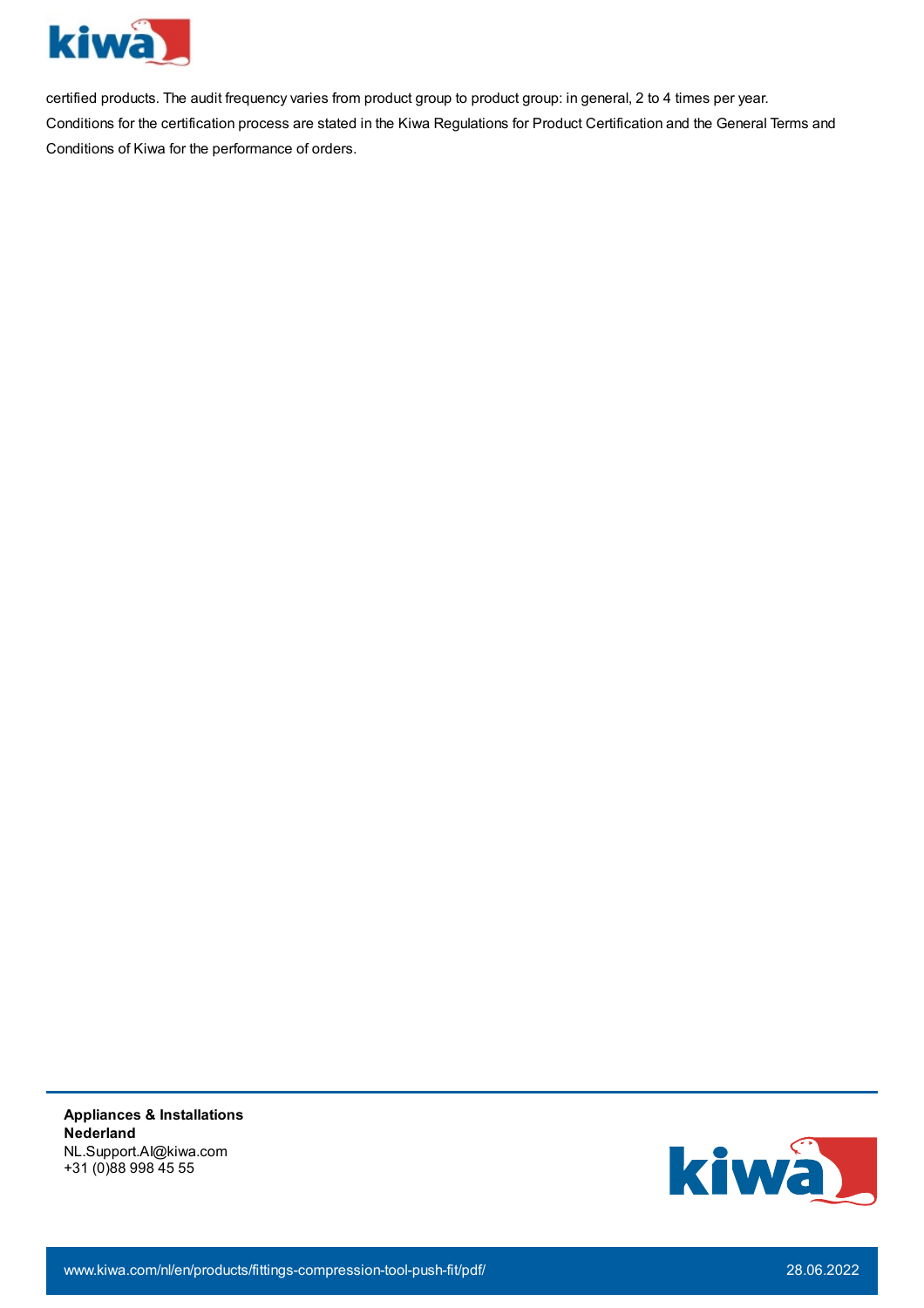certified products. The audit frequency varies from product group to product group: in general, 2 to 4 times per year.
Conditions for the certification process are stated in the Kiwa Regulations for Product Certification and the General Terms and Conditions of Kiwa for the performance of orders.

**Appliances & Installations**
**Nederland**
NL.Support.AI@kiwa.com
+31 (0)88 998 45 55

www.kiwa.com/nl/en/products/fittings-compression-tool-push-fit/pdf/ 28.06.2022